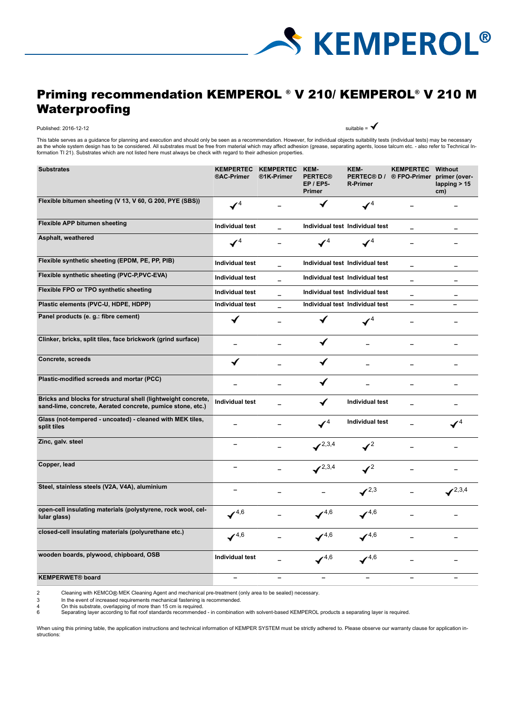# Priming recommendation KEMPEROL ® V 210/ KEMPEROL® V 210 M Waterproofing

Published: 2016-12-12

suitable = ✓

This table serves as a guidance for planning and execution and should only be seen as a recommendation. However, for individual objects suitability tests (individual tests) may be necessary as the whole system design has to be considered. All substrates must be free from material which may affect adhesion (grease, separating agents, loose talcum etc. - also refer to Technical Information TI 21). Substrates which are not listed here must always be check with regard to their adhesion properties.

| Substrates | KEMPERTEC ®AC-Primer | KEMPERTEC ®1K-Primer | KEMPERTEC® EP / EP5-Primer | KEMPERTEC® D / R-Primer | KEMPERTEC ® FPO-Primer | Without primer (overlapping > 15 cm) |
|---|---|---|---|---|---|---|
| Flexible bitumen sheeting (V 13, V 60, G 200, PYE (SBS)) | ✓[4] | – | ✓ | ✓[4] | – | – |
| Flexible APP bitumen sheeting | Individual test | – | Individual test | Individual test | – | – |
| Asphalt, weathered | ✓[4] | – | ✓[4] | ✓[4] | – | – |
| Flexible synthetic sheeting (EPDM, PE, PP, PIB) | Individual test | – | Individual test | Individual test | – | – |
| Flexible synthetic sheeting (PVC-P,PVC-EVA) | Individual test | – | Individual test | Individual test | – | – |
| Flexible FPO or TPO synthetic sheeting | Individual test | – | Individual test | Individual test | – | – |
| Plastic elements (PVC-U, HDPE, HDPP) | Individual test | – | Individual test | Individual test | – | – |
| Panel products (e. g.: fibre cement) | ✓ | – | ✓ | ✓[4] | – | – |
| Clinker, bricks, split tiles, face brickwork (grind surface) | – | – | ✓ | – | – | – |
| Concrete, screeds | ✓ | – | ✓ | – | – | – |
| Plastic-modified screeds and mortar (PCC) | – | – | ✓ | – | – | – |
| Bricks and blocks for structural shell (lightweight concrete, sand-lime, concrete, Aerated concrete, pumice stone, etc.) | Individual test | – | ✓ | Individual test | – | – |
| Glass (not-tempered - uncoated) - cleaned with MEK tiles, split tiles | – | – | ✓[4] | Individual test | – | ✓[4] |
| Zinc, galv. steel | – | – | ✓[2,3,4] | ✓[2] | – | – |
| Copper, lead | – | – | ✓[2,3,4] | ✓[2] | – | – |
| Steel, stainless steels (V2A, V4A), aluminium | – | – | – | ✓[2,3] | – | ✓[2,3,4] |
| open-cell insulating materials (polystyrene, rock wool, cellular glass) | ✓[4,6] | – | ✓[4,6] | ✓[4,6] | – | – |
| closed-cell insulating materials (polyurethane etc.) | ✓[4,6] | – | ✓[4,6] | ✓[4,6] | – | – |
| wooden boards, plywood, chipboard, OSB | Individual test | – | ✓[4,6] | ✓[4,6] | – | – |
| KEMPERWET® board | – | – | – | – | – | – |

2 Cleaning with KEMCO® MEK Cleaning Agent and mechanical pre-treatment (only area to be sealed) necessary.

3 In the event of increased requirements mechanical fastening is recommended.

4 On this substrate, overlapping of more than 15 cm is required.

6 Separating layer according to flat roof standards recommended - in combination with solvent-based KEMPEROL products a separating layer is required.

When using this priming table, the application instructions and technical information of KEMPER SYSTEM must be strictly adhered to. Please observe our warranty clause for application instructions: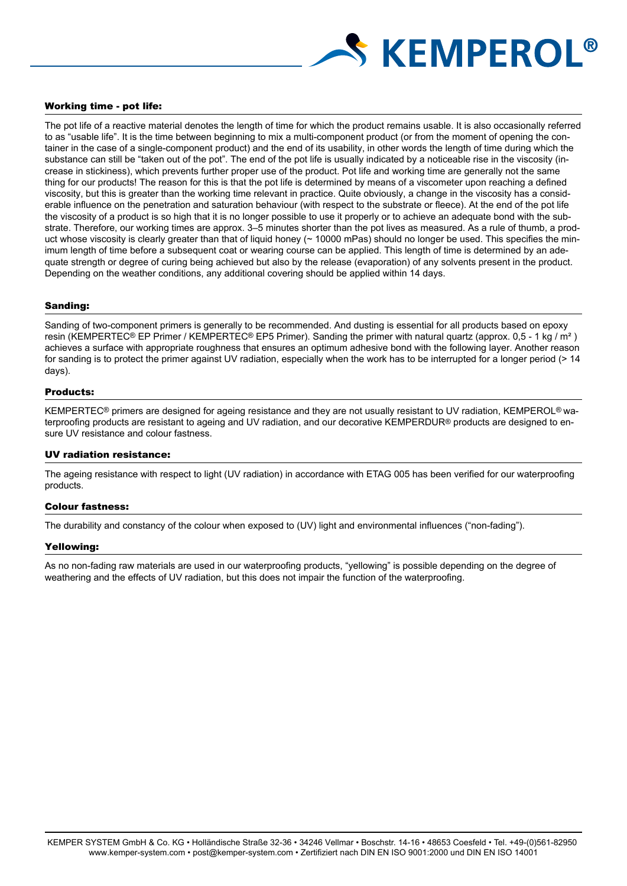## Working time - pot life:

The pot life of a reactive material denotes the length of time for which the product remains usable. It is also occasionally referred to as "usable life". It is the time between beginning to mix a multi-component product (or from the moment of opening the container in the case of a single-component product) and the end of its usability, in other words the length of time during which the substance can still be "taken out of the pot". The end of the pot life is usually indicated by a noticeable rise in the viscosity (increase in stickiness), which prevents further proper use of the product. Pot life and working time are generally not the same thing for our products! The reason for this is that the pot life is determined by means of a viscometer upon reaching a defined viscosity, but this is greater than the working time relevant in practice. Quite obviously, a change in the viscosity has a considerable influence on the penetration and saturation behaviour (with respect to the substrate or fleece). At the end of the pot life the viscosity of a product is so high that it is no longer possible to use it properly or to achieve an adequate bond with the substrate. Therefore, our working times are approx. 3–5 minutes shorter than the pot lives as measured. As a rule of thumb, a product whose viscosity is clearly greater than that of liquid honey (~ 10000 mPas) should no longer be used. This specifies the minimum length of time before a subsequent coat or wearing course can be applied. This length of time is determined by an adequate strength or degree of curing being achieved but also by the release (evaporation) of any solvents present in the product. Depending on the weather conditions, any additional covering should be applied within 14 days.

## Sanding:

Sanding of two-component primers is generally to be recommended. And dusting is essential for all products based on epoxy resin (KEMPERTEC® EP Primer / KEMPERTEC® EP5 Primer). Sanding the primer with natural quartz (approx. 0,5 - 1 kg / m² ) achieves a surface with appropriate roughness that ensures an optimum adhesive bond with the following layer. Another reason for sanding is to protect the primer against UV radiation, especially when the work has to be interrupted for a longer period (> 14 days).

## Products:

KEMPERTEC® primers are designed for ageing resistance and they are not usually resistant to UV radiation, KEMPEROL® waterproofing products are resistant to ageing and UV radiation, and our decorative KEMPERDUR® products are designed to ensure UV resistance and colour fastness.

## UV radiation resistance:

The ageing resistance with respect to light (UV radiation) in accordance with ETAG 005 has been verified for our waterproofing products.

## Colour fastness:

The durability and constancy of the colour when exposed to (UV) light and environmental influences ("non-fading").

## Yellowing:

As no non-fading raw materials are used in our waterproofing products, "yellowing" is possible depending on the degree of weathering and the effects of UV radiation, but this does not impair the function of the waterproofing.

KEMPER SYSTEM GmbH & Co. KG • Holländische Straße 32-36 • 34246 Vellmar • Boschstr. 14-16 • 48653 Coesfeld • Tel. +49-(0)561-82950
www.kemper-system.com • post@kemper-system.com • Zertifiziert nach DIN EN ISO 9001:2000 und DIN EN ISO 14001